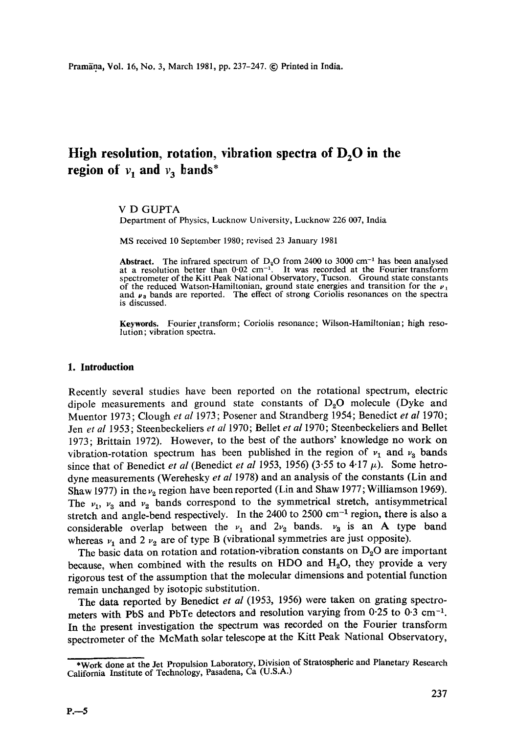# High resolution, rotation, vibration spectra of $D_2O$ in the region of $\nu_1$ and $\nu_3$ bands*

V D GUPTA

Department of Physics, Lucknow University, Lucknow 226 007, India

MS received 10 September 1980; revised 23 January 1981

**Abstract.** The infrared spectrum of $D_2O$ from 2400 to 3000 $cm^{-1}$ has been analysed at a resolution better than 0·02 $cm^{-1}$. It was recorded at the Fourier transform spectrometer of the Kitt Peak National Observatory, Tucson. Ground state constants of the reduced Watson-Hamiltonian, ground state energies and transition for the $\nu_1$ and $\nu_3$ bands are reported. The effect of strong Coriolis resonances on the spectra is discussed.

**Keywords.** Fourier transform; Coriolis resonance; Wilson-Hamiltonian; high resolution; vibration spectra.

## 1. Introduction

Recently several studies have been reported on the rotational spectrum, electric dipole measurements and ground state constants of $D_2O$ molecule (Dyke and Muentor 1973; Clough *et al* 1973; Posener and Strandberg 1954; Benedict *et al* 1970; Jen *et al* 1953; Steenbeckeliers *et al* 1970; Bellet *et al* 1970; Steenbeckeliers and Bellet 1973; Brittain 1972). However, to the best of the authors' knowledge no work on vibration-rotation spectrum has been published in the region of $\nu_1$ and $\nu_3$ bands since that of Benedict *et al* (Benedict *et al* 1953, 1956) (3·55 to 4·17 $\mu$). Some hetrodyne measurements (Werehesky *et al* 1978) and an analysis of the constants (Lin and Shaw 1977) in the $\nu_2$ region have been reported (Lin and Shaw 1977; Williamson 1969). The $\nu_1$, $\nu_3$ and $\nu_2$ bands correspond to the symmetrical stretch, antisymmetrical stretch and angle-bend respectively. In the 2400 to 2500 $cm^{-1}$ region, there is also a considerable overlap between the $\nu_1$ and $2\nu_2$ bands. $\nu_3$ is an A type band whereas $\nu_1$ and $2\nu_2$ are of type B (vibrational symmetries are just opposite).

The basic data on rotation and rotation-vibration constants on $D_2O$ are important because, when combined with the results on HDO and $H_2O$, they provide a very rigorous test of the assumption that the molecular dimensions and potential function remain unchanged by isotopic substitution.

The data reported by Benedict *et al* (1953, 1956) were taken on grating spectrometers with PbS and PbTe detectors and resolution varying from 0·25 to 0·3 $cm^{-1}$. In the present investigation the spectrum was recorded on the Fourier transform spectrometer of the McMath solar telescope at the Kitt Peak National Observatory,

---

*Work done at the Jet Propulsion Laboratory, Division of Stratospheric and Planetary Research California Institute of Technology, Pasadena, Ca (U.S.A.)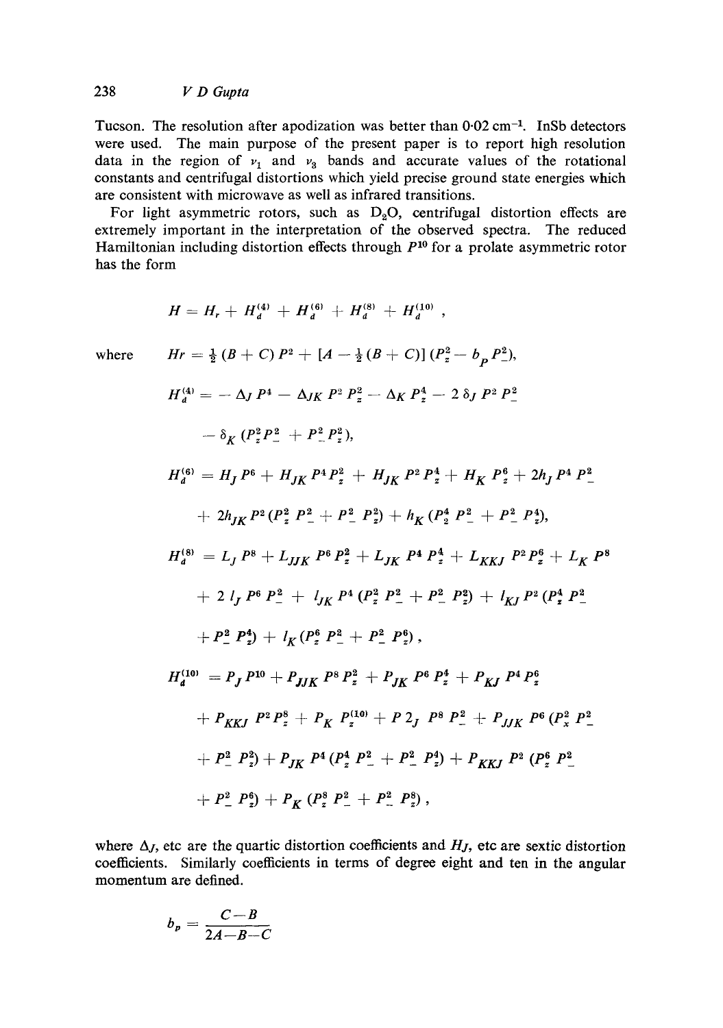Tucson. The resolution after apodization was better than 0·02 cm$^{-1}$. InSb detectors were used. The main purpose of the present paper is to report high resolution data in the region of $\nu_1$ and $\nu_3$ bands and accurate values of the rotational constants and centrifugal distortions which yield precise ground state energies which are consistent with microwave as well as infrared transitions.

For light asymmetric rotors, such as $D_2O$, centrifugal distortion effects are extremely important in the interpretation of the observed spectra. The reduced Hamiltonian including distortion effects through $P^{10}$ for a prolate asymmetric rotor has the form

$$H = H_r + H_d^{(4)} + H_d^{(6)} + H_d^{(8)} + H_d^{(10)} ,$$

where

$$Hr = \tfrac{1}{2}(B + C) P^2 + [A - \tfrac{1}{2}(B + C)] (P_z^2 - b_p P_-^2),$$

$$H_d^{(4)} = - \Delta_J P^4 - \Delta_{JK} P^2 P_z^2 - \Delta_K P_z^4 - 2\,\delta_J P^2 P_-^2$$

$$- \delta_K (P_z^2 P_-^2 + P_-^2 P_z^2),$$

$$H_d^{(6)} = H_J P^6 + H_{JK} P^4 P_z^2 + H_{JK} P^2 P_z^4 + H_K P_z^6 + 2h_J P^4 P_-^2$$

$$+ 2h_{JK} P^2 (P_z^2 P_-^2 + P_-^2 P_z^2) + h_K (P_z^4 P_-^2 + P_-^2 P_z^4),$$

$$H_d^{(8)} = L_J P^8 + L_{JJK} P^6 P_z^2 + L_{JK} P^4 P_z^4 + L_{KKJ} P^2 P_z^6 + L_K P^8$$

$$+ 2\, l_J P^6 P_-^2 + l_{JK} P^4 (P_z^2 P_-^2 + P_-^2 P_z^2) + l_{KJ} P^2 (P_z^4 P_-^2$$

$$+ P_-^2 P_z^4) + l_K (P_z^6 P_-^2 + P_-^2 P_z^6),$$

$$H_d^{(10)} = P_J P^{10} + P_{JJK} P^8 P_z^2 + P_{JK} P^6 P_z^4 + P_{KJ} P^4 P_z^6$$

$$+ P_{KKJ} P^2 P_z^8 + P_K P_z^{(10)} + P\,2_J\; P^8 P_-^2 + P_{JJK} P^6 (P_x^2 P_-^2$$

$$+ P_-^2 P_z^2) + P_{JK} P^4 (P_z^4 P_-^2 + P_-^2 P_z^4) + P_{KKJ} P^2 (P_z^6 P_-^2$$

$$+ P_-^2 P_z^6) + P_K (P_z^8 P_-^2 + P_-^2 P_z^8),$$

where $\Delta_J$, etc are the quartic distortion coefficients and $H_J$, etc are sextic distortion coefficients. Similarly coefficients in terms of degree eight and ten in the angular momentum are defined.

$$b_p = \frac{C - B}{2A - B - C}$$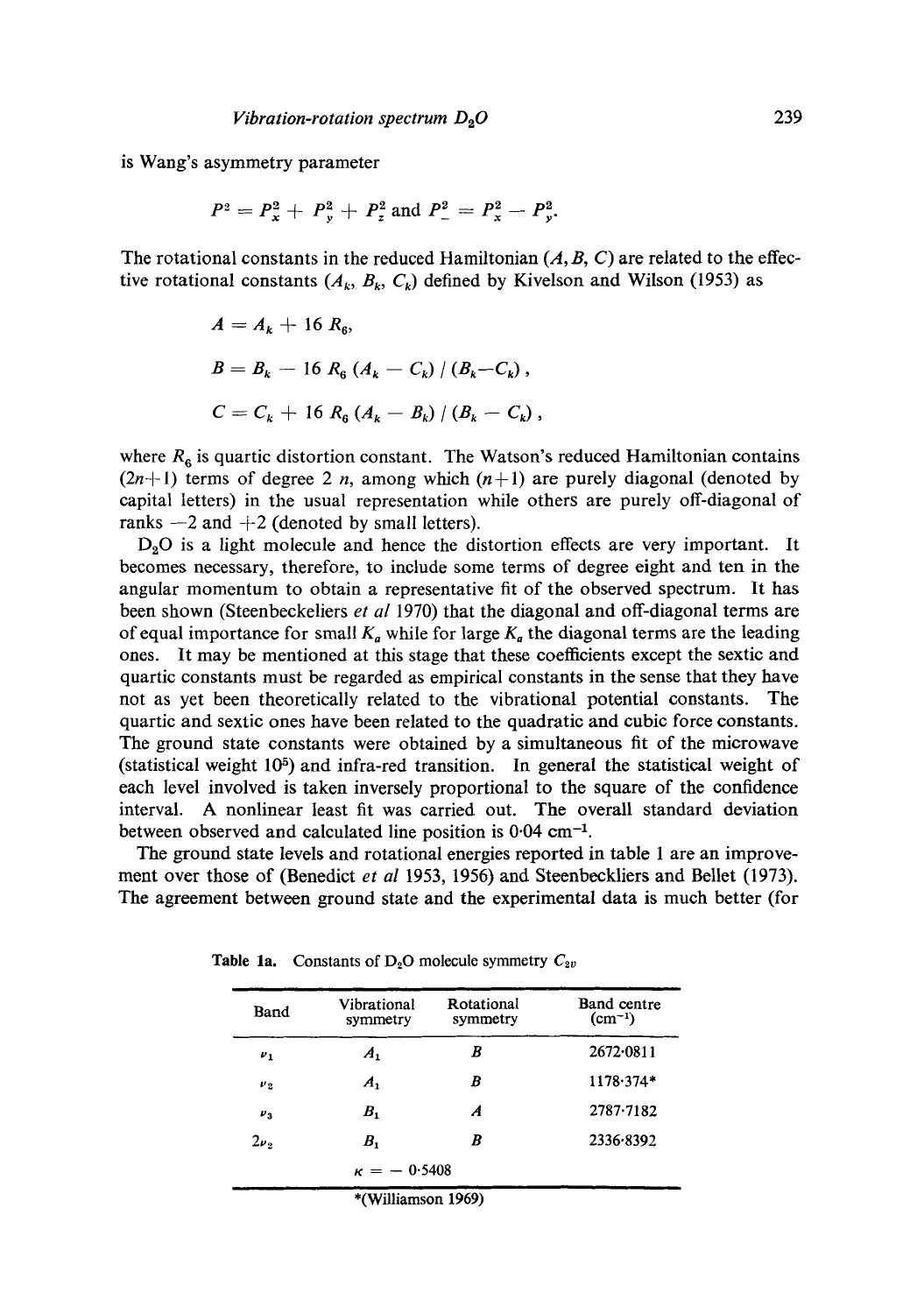is Wang's asymmetry parameter

$$P^2 = P_x^2 + P_y^2 + P_z^2 \text{ and } P_-^2 = P_x^2 - P_y^2.$$

The rotational constants in the reduced Hamiltonian ($A, B, C$) are related to the effective rotational constants ($A_k$, $B_k$, $C_k$) defined by Kivelson and Wilson (1953) as

$$A = A_k + 16\, R_6,$$

$$B = B_k - 16\, R_6\, (A_k - C_k)\, /\, (B_k - C_k)\,,$$

$$C = C_k + 16\, R_6\, (A_k - B_k)\, /\, (B_k - C_k)\,,$$

where $R_6$ is quartic distortion constant. The Watson's reduced Hamiltonian contains $(2n+1)$ terms of degree $2\,n$, among which $(n+1)$ are purely diagonal (denoted by capital letters) in the usual representation while others are purely off-diagonal of ranks $-2$ and $+2$ (denoted by small letters).

$D_2O$ is a light molecule and hence the distortion effects are very important. It becomes necessary, therefore, to include some terms of degree eight and ten in the angular momentum to obtain a representative fit of the observed spectrum. It has been shown (Steenbeckeliers *et al* 1970) that the diagonal and off-diagonal terms are of equal importance for small $K_a$ while for large $K_a$ the diagonal terms are the leading ones. It may be mentioned at this stage that these coefficients except the sextic and quartic constants must be regarded as empirical constants in the sense that they have not as yet been theoretically related to the vibrational potential constants. The quartic and sextic ones have been related to the quadratic and cubic force constants. The ground state constants were obtained by a simultaneous fit of the microwave (statistical weight $10^5$) and infra-red transition. In general the statistical weight of each level involved is taken inversely proportional to the square of the confidence interval. A nonlinear least fit was carried out. The overall standard deviation between observed and calculated line position is 0·04 $cm^{-1}$.

The ground state levels and rotational energies reported in table 1 are an improvement over those of (Benedict *et al* 1953, 1956) and Steenbeckliers and Bellet (1973). The agreement between ground state and the experimental data is much better (for

**Table 1a.** Constants of $D_2O$ molecule symmetry $C_{2v}$

| Band | Vibrational symmetry | Rotational symmetry | Band centre ($cm^{-1}$) |
|---|---|---|---|
| $\nu_1$ | $A_1$ | $B$ | 2672·0811 |
| $\nu_2$ | $A_1$ | $B$ | 1178·374* |
| $\nu_3$ | $B_1$ | $A$ | 2787·7182 |
| $2\nu_2$ | $B_1$ | $B$ | 2336·8392 |
| | $\kappa = -0{\cdot}5408$ | | |

*(Williamson 1969)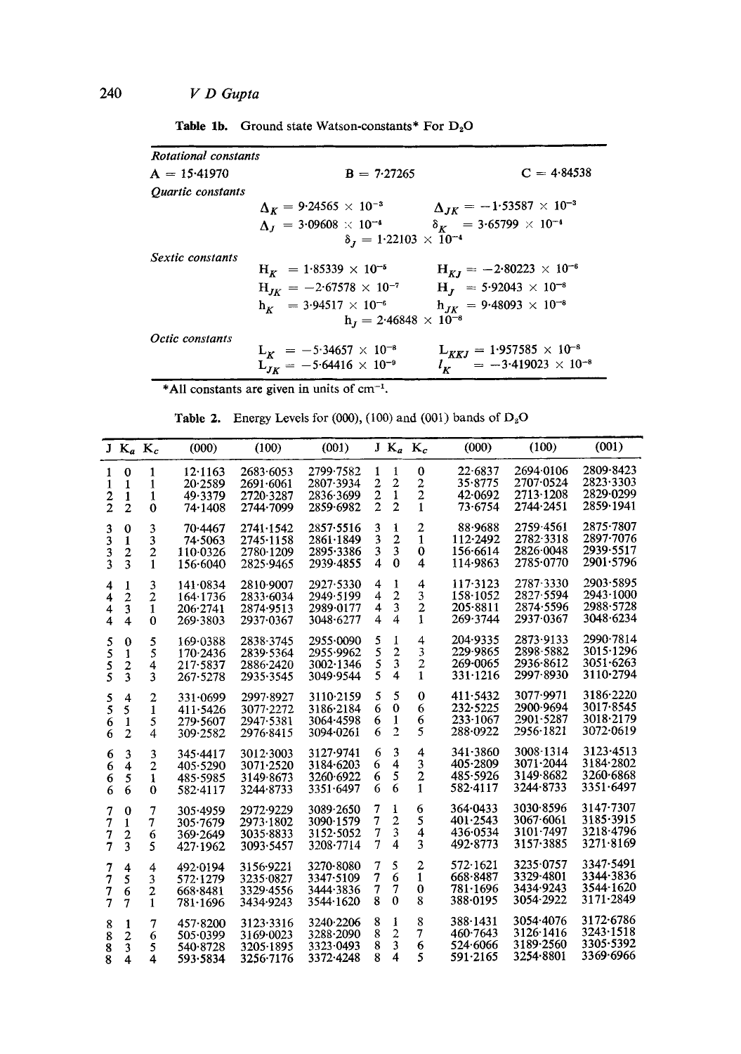**Table 1b.** Ground state Watson-constants* For $D_2O$

| | | |
|---|---|---|
| *Rotational constants* | | |
| A = 15·41970 | B = 7·27265 | C = 4·84538 |
| *Quartic constants* | | |
| | $\Delta_K = 9{\cdot}24565 \times 10^{-3}$ | $\Delta_{JK} = -1{\cdot}53587 \times 10^{-3}$ |
| | $\Delta_J = 3{\cdot}09608 \times 10^{-4}$ | $\delta_K = 3{\cdot}65799 \times 10^{-4}$ |
| | $\delta_J = 1{\cdot}22103 \times 10^{-4}$ | |
| *Sextic constants* | | |
| | $H_K = 1{\cdot}85339 \times 10^{-5}$ | $H_{KJ} = -2{\cdot}80223 \times 10^{-6}$ |
| | $H_{JK} = -2{\cdot}67578 \times 10^{-7}$ | $H_J = 5{\cdot}92043 \times 10^{-8}$ |
| | $h_K = 3{\cdot}94517 \times 10^{-6}$ | $h_{JK} = 9{\cdot}48093 \times 10^{-8}$ |
| | $h_J = 2{\cdot}46848 \times 10^{-8}$ | |
| *Octic constants* | | |
| | $L_K = -5{\cdot}34657 \times 10^{-8}$ | $L_{KKJ} = 1{\cdot}957585 \times 10^{-8}$ |
| | $L_{JK} = -5{\cdot}64416 \times 10^{-9}$ | $l_K = -3{\cdot}419023 \times 10^{-8}$ |

*All constants are given in units of $cm^{-1}$.

**Table 2.** Energy Levels for (000), (100) and (001) bands of $D_2O$

| J | $K_a$ | $K_c$ | (000) | (100) | (001) | J | $K_a$ | $K_c$ | (000) | (100) | (001) |
|---|---|---|---|---|---|---|---|---|---|---|---|
| 1 | 0 | 1 | 12·1163 | 2683·6053 | 2799·7582 | 1 | 1 | 0 | 22·6837 | 2694·0106 | 2809·8423 |
| 1 | 1 | 1 | 20·2589 | 2691·6061 | 2807·3934 | 2 | 2 | 2 | 35·8775 | 2707·0524 | 2823·3303 |
| 2 | 1 | 1 | 49·3379 | 2720·3287 | 2836·3699 | 2 | 1 | 2 | 42·0692 | 2713·1208 | 2829·0299 |
| 2 | 2 | 0 | 74·1408 | 2744·7099 | 2859·6982 | 2 | 2 | 1 | 73·6754 | 2744·2451 | 2859·1941 |
| 3 | 0 | 3 | 70·4467 | 2741·1542 | 2857·5516 | 3 | 1 | 2 | 88·9688 | 2759·4561 | 2875·7807 |
| 3 | 1 | 3 | 74·5063 | 2745·1158 | 2861·1849 | 3 | 2 | 1 | 112·2492 | 2782·3318 | 2897·7076 |
| 3 | 2 | 2 | 110·0326 | 2780·1209 | 2895·3386 | 3 | 3 | 0 | 156·6614 | 2826·0048 | 2939·5517 |
| 3 | 3 | 1 | 156·6040 | 2825·9465 | 2939·4855 | 4 | 0 | 4 | 114·9863 | 2785·0770 | 2901·5796 |
| 4 | 1 | 3 | 141·0834 | 2810·9007 | 2927·5330 | 4 | 1 | 4 | 117·3123 | 2787·3330 | 2903·5895 |
| 4 | 2 | 2 | 164·1736 | 2833·6034 | 2949·5199 | 4 | 2 | 3 | 158·1052 | 2827·5594 | 2943·1000 |
| 4 | 3 | 1 | 206·2741 | 2874·9513 | 2989·0177 | 4 | 3 | 2 | 205·8811 | 2874·5596 | 2988·5728 |
| 4 | 4 | 0 | 269·3803 | 2937·0367 | 3048·6277 | 4 | 4 | 1 | 269·3744 | 2937·0367 | 3048·6234 |
| 5 | 0 | 5 | 169·0388 | 2838·3745 | 2955·0090 | 5 | 1 | 4 | 204·9335 | 2873·9133 | 2990·7814 |
| 5 | 1 | 5 | 170·2436 | 2839·5364 | 2955·9962 | 5 | 2 | 3 | 229·9865 | 2898·5882 | 3015·1296 |
| 5 | 2 | 4 | 217·5837 | 2886·2420 | 3002·1346 | 5 | 3 | 2 | 269·0065 | 2936·8612 | 3051·6263 |
| 5 | 3 | 3 | 267·5278 | 2935·3545 | 3049·9544 | 5 | 4 | 1 | 331·1216 | 2997·8930 | 3110·2794 |
| 5 | 4 | 2 | 331·0699 | 2997·8927 | 3110·2159 | 5 | 5 | 0 | 411·5432 | 3077·9971 | 3186·2220 |
| 5 | 5 | 1 | 411·5426 | 3077·2272 | 3186·2184 | 6 | 0 | 6 | 232·5225 | 2900·9694 | 3017·8545 |
| 6 | 1 | 5 | 279·5607 | 2947·5381 | 3064·4598 | 6 | 1 | 6 | 233·1067 | 2901·5287 | 3018·2179 |
| 6 | 2 | 4 | 309·2582 | 2976·8415 | 3094·0261 | 6 | 2 | 5 | 288·0922 | 2956·1821 | 3072·0619 |
| 6 | 3 | 3 | 345·4417 | 3012·3003 | 3127·9741 | 6 | 3 | 4 | 341·3860 | 3008·1314 | 3123·4513 |
| 6 | 4 | 2 | 405·5290 | 3071·2520 | 3184·6203 | 6 | 4 | 3 | 405·2809 | 3071·2044 | 3184·2802 |
| 6 | 5 | 1 | 485·5985 | 3149·8673 | 3260·6922 | 6 | 5 | 2 | 485·5926 | 3149·8682 | 3260·6868 |
| 6 | 6 | 0 | 582·4117 | 3244·8733 | 3351·6497 | 6 | 6 | 1 | 582·4117 | 3244·8733 | 3351·6497 |
| 7 | 0 | 7 | 305·4959 | 2972·9229 | 3089·2650 | 7 | 1 | 6 | 364·0433 | 3030·8596 | 3147·7307 |
| 7 | 1 | 7 | 305·7679 | 2973·1802 | 3090·1579 | 7 | 2 | 5 | 401·2543 | 3067·6061 | 3185·3915 |
| 7 | 2 | 6 | 369·2649 | 3035·8833 | 3152·5052 | 7 | 3 | 4 | 436·0534 | 3101·7497 | 3218·4796 |
| 7 | 3 | 5 | 427·1962 | 3093·5457 | 3208·7714 | 7 | 4 | 3 | 492·8773 | 3157·3885 | 3271·8169 |
| 7 | 4 | 4 | 492·0194 | 3156·9221 | 3270·8080 | 7 | 5 | 2 | 572·1621 | 3235·0757 | 3347·5491 |
| 7 | 5 | 3 | 572·1279 | 3235·0827 | 3347·5109 | 7 | 6 | 1 | 668·8487 | 3329·4801 | 3344·3836 |
| 7 | 6 | 2 | 668·8481 | 3329·4556 | 3444·3836 | 7 | 7 | 0 | 781·1696 | 3434·9243 | 3544·1620 |
| 7 | 7 | 1 | 781·1696 | 3434·9243 | 3544·1620 | 8 | 0 | 8 | 388·0195 | 3054·2922 | 3171·2849 |
| 8 | 1 | 7 | 457·8200 | 3123·3316 | 3240·2206 | 8 | 1 | 8 | 388·1431 | 3054·4076 | 3172·6786 |
| 8 | 2 | 6 | 505·0399 | 3169·0023 | 3288·2090 | 8 | 2 | 7 | 460·7643 | 3126·1416 | 3243·1518 |
| 8 | 3 | 5 | 540·8728 | 3205·1895 | 3323·0493 | 8 | 3 | 6 | 524·6066 | 3189·2560 | 3305·5392 |
| 8 | 4 | 4 | 593·5834 | 3256·7176 | 3372·4248 | 8 | 4 | 5 | 591·2165 | 3254·8801 | 3369·6966 |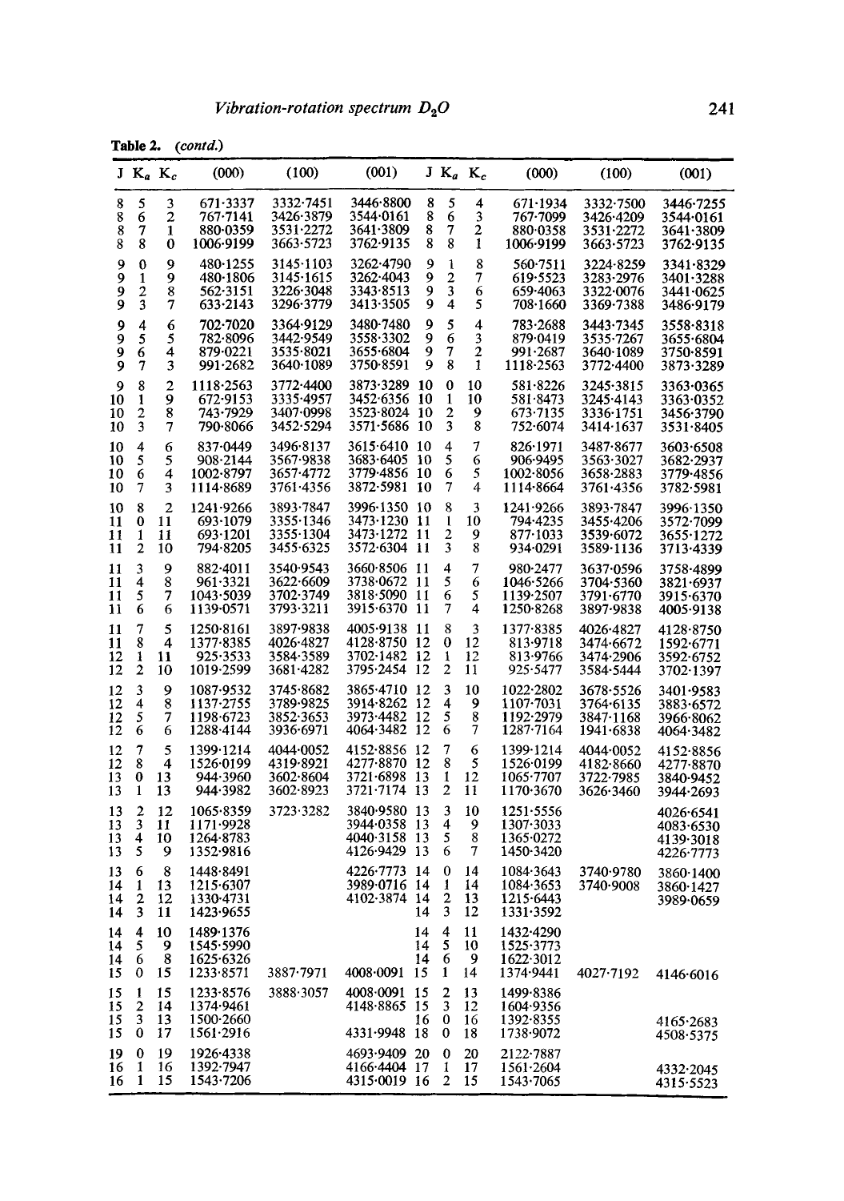**Table 2.** *(contd.)*

| J | $K_a$ | $K_c$ | (000) | (100) | (001) | J | $K_a$ | $K_c$ | (000) | (100) | (001) |
|---|---|---|---|---|---|---|---|---|---|---|---|
| 8 | 5 | 3 | 671·3337 | 3332·7451 | 3446·8800 | 8 | 5 | 4 | 671·1934 | 3332·7500 | 3446·7255 |
| 8 | 6 | 2 | 767·7141 | 3426·3879 | 3544·0161 | 8 | 6 | 3 | 767·7099 | 3426·4209 | 3544·0161 |
| 8 | 7 | 1 | 880·0359 | 3531·2272 | 3641·3809 | 8 | 7 | 2 | 880·0358 | 3531·2272 | 3641·3809 |
| 8 | 8 | 0 | 1006·9199 | 3663·5723 | 3762·9135 | 8 | 8 | 1 | 1006·9199 | 3663·5723 | 3762·9135 |
| 9 | 0 | 9 | 480·1255 | 3145·1103 | 3262·4790 | 9 | 1 | 8 | 560·7511 | 3224·8259 | 3341·8329 |
| 9 | 1 | 9 | 480·1806 | 3145·1615 | 3262·4043 | 9 | 2 | 7 | 619·5523 | 3283·2976 | 3401·3288 |
| 9 | 2 | 8 | 562·3151 | 3226·3048 | 3343·8513 | 9 | 3 | 6 | 659·4063 | 3322·0076 | 3441·0625 |
| 9 | 3 | 7 | 633·2143 | 3296·3779 | 3413·3505 | 9 | 4 | 5 | 708·1660 | 3369·7388 | 3486·9179 |
| 9 | 4 | 6 | 702·7020 | 3364·9129 | 3480·7480 | 9 | 5 | 4 | 783·2688 | 3443·7345 | 3558·8318 |
| 9 | 5 | 5 | 782·8096 | 3442·9549 | 3558·3302 | 9 | 6 | 3 | 879·0419 | 3535·7267 | 3655·6804 |
| 9 | 6 | 4 | 879·0221 | 3535·8021 | 3655·6804 | 9 | 7 | 2 | 991·2687 | 3640·1089 | 3750·8591 |
| 9 | 7 | 3 | 991·2682 | 3640·1089 | 3750·8591 | 9 | 8 | 1 | 1118·2563 | 3772·4400 | 3873·3289 |
| 9 | 8 | 2 | 1118·2563 | 3772·4400 | 3873·3289 | 10 | 0 | 10 | 581·8226 | 3245·3815 | 3363·0365 |
| 10 | 1 | 9 | 672·9153 | 3335·4957 | 3452·6356 | 10 | 1 | 10 | 581·8473 | 3245·4143 | 3363·0352 |
| 10 | 2 | 8 | 743·7929 | 3407·0998 | 3523·8024 | 10 | 2 | 9 | 673·7135 | 3336·1751 | 3456·3790 |
| 10 | 3 | 7 | 790·8066 | 3452·5294 | 3571·5686 | 10 | 3 | 8 | 752·6074 | 3414·1637 | 3531·8405 |
| 10 | 4 | 6 | 837·0449 | 3496·8137 | 3615·6410 | 10 | 4 | 7 | 826·1971 | 3487·8677 | 3603·6508 |
| 10 | 5 | 5 | 908·2144 | 3567·9838 | 3683·6405 | 10 | 5 | 6 | 906·9495 | 3563·3027 | 3682·2937 |
| 10 | 6 | 4 | 1002·8797 | 3657·4772 | 3779·4856 | 10 | 6 | 5 | 1002·8056 | 3658·2883 | 3779·4856 |
| 10 | 7 | 3 | 1114·8689 | 3761·4356 | 3872·5981 | 10 | 7 | 4 | 1114·8664 | 3761·4356 | 3782·5981 |
| 10 | 8 | 2 | 1241·9266 | 3893·7847 | 3996·1350 | 10 | 8 | 3 | 1241·9266 | 3893·7847 | 3996·1350 |
| 11 | 0 | 11 | 693·1079 | 3355·1346 | 3473·1230 | 11 | 1 | 10 | 794·4235 | 3455·4206 | 3572·7099 |
| 11 | 1 | 11 | 693·1201 | 3355·1304 | 3473·1272 | 11 | 2 | 9 | 877·1033 | 3539·6072 | 3655·1272 |
| 11 | 2 | 10 | 794·8205 | 3455·6325 | 3572·6304 | 11 | 3 | 8 | 934·0291 | 3589·1136 | 3713·4339 |
| 11 | 3 | 9 | 882·4011 | 3540·9543 | 3660·8506 | 11 | 4 | 7 | 980·2477 | 3637·0596 | 3758·4899 |
| 11 | 4 | 8 | 961·3321 | 3622·6609 | 3738·0672 | 11 | 5 | 6 | 1046·5266 | 3704·5360 | 3821·6937 |
| 11 | 5 | 7 | 1043·5039 | 3702·3749 | 3818·5090 | 11 | 6 | 5 | 1139·2507 | 3791·6770 | 3915·6370 |
| 11 | 6 | 6 | 1139·0571 | 3793·3211 | 3915·6370 | 11 | 7 | 4 | 1250·8268 | 3897·9838 | 4005·9138 |
| 11 | 7 | 5 | 1250·8161 | 3897·9838 | 4005·9138 | 11 | 8 | 3 | 1377·8385 | 4026·4827 | 4128·8750 |
| 11 | 8 | 4 | 1377·8385 | 4026·4827 | 4128·8750 | 12 | 0 | 12 | 813·9718 | 3474·6672 | 1592·6771 |
| 12 | 1 | 11 | 925·3533 | 3584·3589 | 3702·1482 | 12 | 1 | 12 | 813·9766 | 3474·2906 | 3592·6752 |
| 12 | 2 | 10 | 1019·2599 | 3681·4282 | 3795·2454 | 12 | 2 | 11 | 925·5477 | 3584·5444 | 3702·1397 |
| 12 | 3 | 9 | 1087·9532 | 3745·8682 | 3865·4710 | 12 | 3 | 10 | 1022·2802 | 3678·5526 | 3401·9583 |
| 12 | 4 | 8 | 1137·2755 | 3789·9825 | 3914·8262 | 12 | 4 | 9 | 1107·7031 | 3764·6135 | 3883·6572 |
| 12 | 5 | 7 | 1198·6723 | 3852·3653 | 3973·4482 | 12 | 5 | 8 | 1192·2979 | 3847·1168 | 3966·8062 |
| 12 | 6 | 6 | 1288·4144 | 3936·6971 | 4064·3482 | 12 | 6 | 7 | 1287·7164 | 1941·6838 | 4064·3482 |
| 12 | 7 | 5 | 1399·1214 | 4044·0052 | 4152·8856 | 12 | 7 | 6 | 1399·1214 | 4044·0052 | 4152·8856 |
| 12 | 8 | 4 | 1526·0199 | 4319·8921 | 4277·8870 | 12 | 8 | 5 | 1526·0199 | 4182·8660 | 4277·8870 |
| 13 | 0 | 13 | 944·3960 | 3602·8604 | 3721·6898 | 13 | 1 | 12 | 1065·7707 | 3722·7985 | 3840·9452 |
| 13 | 1 | 13 | 944·3982 | 3602·8923 | 3721·7174 | 13 | 2 | 11 | 1170·3670 | 3626·3460 | 3944·2693 |
| 13 | 2 | 12 | 1065·8359 | 3723·3282 | 3840·9580 | 13 | 3 | 10 | 1251·5556 | | 4026·6541 |
| 13 | 3 | 11 | 1171·9928 | | 3944·0358 | 13 | 4 | 9 | 1307·3033 | | 4083·6530 |
| 13 | 4 | 10 | 1264·8783 | | 4040·3158 | 13 | 5 | 8 | 1365·0272 | | 4139·3018 |
| 13 | 5 | 9 | 1352·9816 | | 4126·9429 | 13 | 6 | 7 | 1450·3420 | | 4226·7773 |
| 13 | 6 | 8 | 1448·8491 | | 4226·7773 | 14 | 0 | 14 | 1084·3643 | 3740·9780 | 3860·1400 |
| 14 | 1 | 13 | 1215·6307 | | 3989·0716 | 14 | 1 | 14 | 1084·3653 | 3740·9008 | 3860·1427 |
| 14 | 2 | 12 | 1330·4731 | | 4102·3874 | 14 | 2 | 13 | 1215·6443 | | 3989·0659 |
| 14 | 3 | 11 | 1423·9655 | | | 14 | 3 | 12 | 1331·3592 | | |
| 14 | 4 | 10 | 1489·1376 | | | 14 | 4 | 11 | 1432·4290 | | |
| 14 | 5 | 9 | 1545·5990 | | | 14 | 5 | 10 | 1525·3773 | | |
| 14 | 6 | 8 | 1625·6326 | | | 14 | 6 | 9 | 1622·3012 | | |
| 15 | 0 | 15 | 1233·8571 | 3887·7971 | 4008·0091 | 15 | 1 | 14 | 1374·9441 | 4027·7192 | 4146·6016 |
| 15 | 1 | 15 | 1233·8576 | 3888·3057 | 4008·0091 | 15 | 2 | 13 | 1499·8386 | | |
| 15 | 2 | 14 | 1374·9461 | | 4148·8865 | 15 | 3 | 12 | 1604·9356 | | |
| 15 | 3 | 13 | 1500·2660 | | | 16 | 0 | 16 | 1392·8355 | | 4165·2683 |
| 15 | 0 | 17 | 1561·2916 | | 4331·9948 | 18 | 0 | 18 | 1738·9072 | | 4508·5375 |
| 19 | 0 | 19 | 1926·4338 | | 4693·9409 | 20 | 0 | 20 | 2122·7887 | | |
| 16 | 1 | 16 | 1392·7947 | | 4166·4404 | 17 | 1 | 17 | 1561·2604 | | 4332·2045 |
| 16 | 1 | 15 | 1543·7206 | | 4315·0019 | 16 | 2 | 15 | 1543·7065 | | 4315·5523 |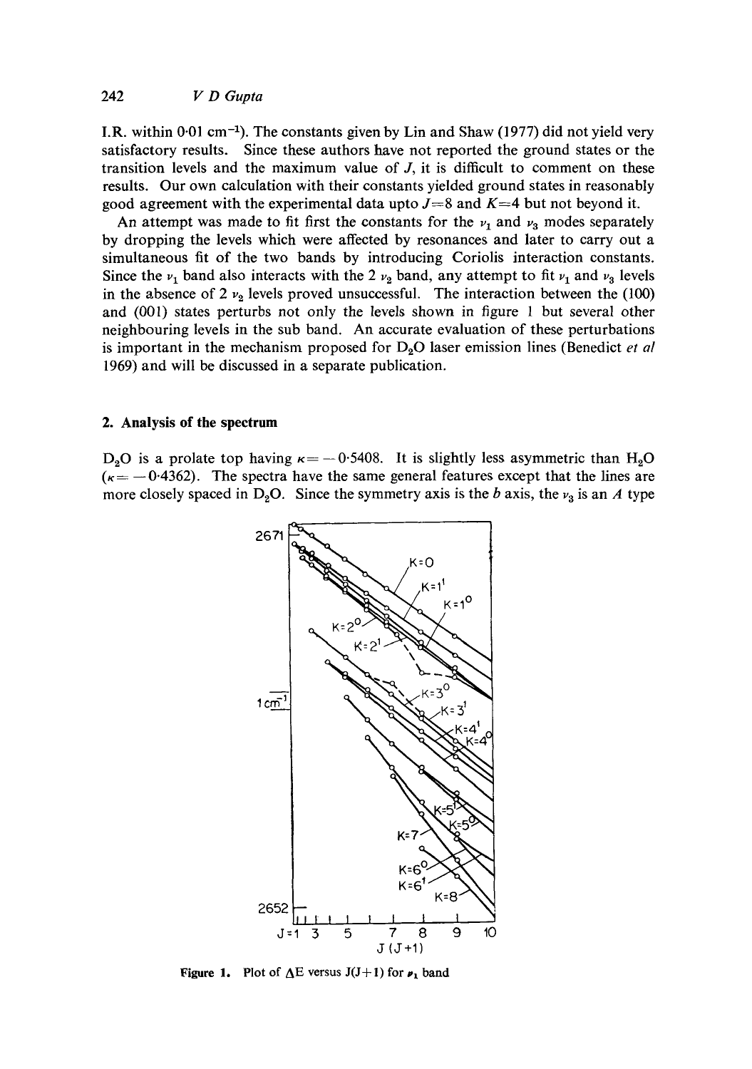I.R. within 0·01 $cm^{-1}$). The constants given by Lin and Shaw (1977) did not yield very satisfactory results. Since these authors have not reported the ground states or the transition levels and the maximum value of $J$, it is difficult to comment on these results. Our own calculation with their constants yielded ground states in reasonably good agreement with the experimental data upto $J=8$ and $K=4$ but not beyond it.

An attempt was made to fit first the constants for the $\nu_1$ and $\nu_3$ modes separately by dropping the levels which were affected by resonances and later to carry out a simultaneous fit of the two bands by introducing Coriolis interaction constants. Since the $\nu_1$ band also interacts with the 2 $\nu_2$ band, any attempt to fit $\nu_1$ and $\nu_3$ levels in the absence of 2 $\nu_2$ levels proved unsuccessful. The interaction between the (100) and (001) states perturbs not only the levels shown in figure 1 but several other neighbouring levels in the sub band. An accurate evaluation of these perturbations is important in the mechanism proposed for $D_2O$ laser emission lines (Benedict *et al* 1969) and will be discussed in a separate publication.

## 2. Analysis of the spectrum

$D_2O$ is a prolate top having $\kappa = -0{\cdot}5408$. It is slightly less asymmetric than $H_2O$ ($\kappa = -0{\cdot}4362$). The spectra have the same general features except that the lines are more closely spaced in $D_2O$. Since the symmetry axis is the $b$ axis, the $\nu_3$ is an $A$ type

**Figure 1.** Plot of $\Delta E$ versus $J(J+1)$ for $\nu_1$ band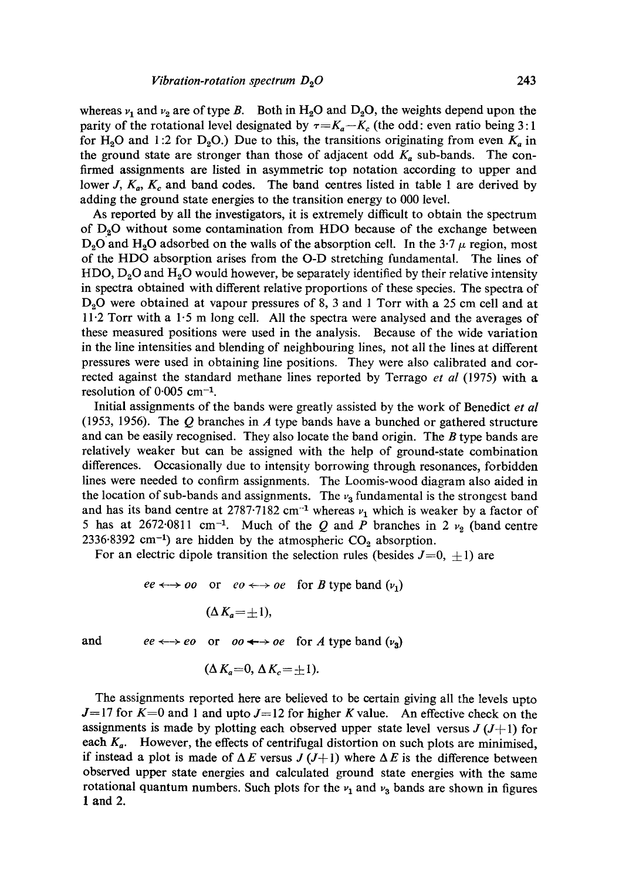whereas $\nu_1$ and $\nu_2$ are of type $B$. Both in $H_2O$ and $D_2O$, the weights depend upon the parity of the rotational level designated by $\tau = K_a - K_c$ (the odd: even ratio being 3:1 for $H_2O$ and 1:2 for $D_2O$.) Due to this, the transitions originating from even $K_a$ in the ground state are stronger than those of adjacent odd $K_a$ sub-bands. The confirmed assignments are listed in asymmetric top notation according to upper and lower $J$, $K_a$, $K_c$ and band codes. The band centres listed in table 1 are derived by adding the ground state energies to the transition energy to 000 level.

As reported by all the investigators, it is extremely difficult to obtain the spectrum of $D_2O$ without some contamination from HDO because of the exchange between $D_2O$ and $H_2O$ adsorbed on the walls of the absorption cell. In the 3·7 $\mu$ region, most of the HDO absorption arises from the O-D stretching fundamental. The lines of HDO, $D_2O$ and $H_2O$ would however, be separately identified by their relative intensity in spectra obtained with different relative proportions of these species. The spectra of $D_2O$ were obtained at vapour pressures of 8, 3 and 1 Torr with a 25 cm cell and at 11·2 Torr with a 1·5 m long cell. All the spectra were analysed and the averages of these measured positions were used in the analysis. Because of the wide variation in the line intensities and blending of neighbouring lines, not all the lines at different pressures were used in obtaining line positions. They were also calibrated and corrected against the standard methane lines reported by Terrago *et al* (1975) with a resolution of 0·005 cm$^{-1}$.

Initial assignments of the bands were greatly assisted by the work of Benedict *et al* (1953, 1956). The $Q$ branches in $A$ type bands have a bunched or gathered structure and can be easily recognised. They also locate the band origin. The $B$ type bands are relatively weaker but can be assigned with the help of ground-state combination differences. Occasionally due to intensity borrowing through resonances, forbidden lines were needed to confirm assignments. The Loomis-wood diagram also aided in the location of sub-bands and assignments. The $\nu_3$ fundamental is the strongest band and has its band centre at 2787·7182 cm$^{-1}$ whereas $\nu_1$ which is weaker by a factor of 5 has at 2672·0811 cm$^{-1}$. Much of the $Q$ and $P$ branches in 2 $\nu_2$ (band centre 2336·8392 cm$^{-1}$) are hidden by the atmospheric $CO_2$ absorption.

For an electric dipole transition the selection rules (besides $J = 0, \pm 1$) are

$$ee \longleftrightarrow oo \quad \text{or} \quad eo \longleftrightarrow oe \quad \text{for } B \text{ type band } (\nu_1)$$

$$(\Delta K_a = \pm 1),$$

and

$$ee \longleftrightarrow eo \quad \text{or} \quad oo \longleftrightarrow oe \quad \text{for } A \text{ type band } (\nu_3)$$

$$(\Delta K_a = 0, \; \Delta K_c = \pm 1).$$

The assignments reported here are believed to be certain giving all the levels upto $J = 17$ for $K = 0$ and 1 and upto $J = 12$ for higher $K$ value. An effective check on the assignments is made by plotting each observed upper state level versus $J(J+1)$ for each $K_a$. However, the effects of centrifugal distortion on such plots are minimised, if instead a plot is made of $\Delta E$ versus $J(J+1)$ where $\Delta E$ is the difference between observed upper state energies and calculated ground state energies with the same rotational quantum numbers. Such plots for the $\nu_1$ and $\nu_3$ bands are shown in figures 1 and 2.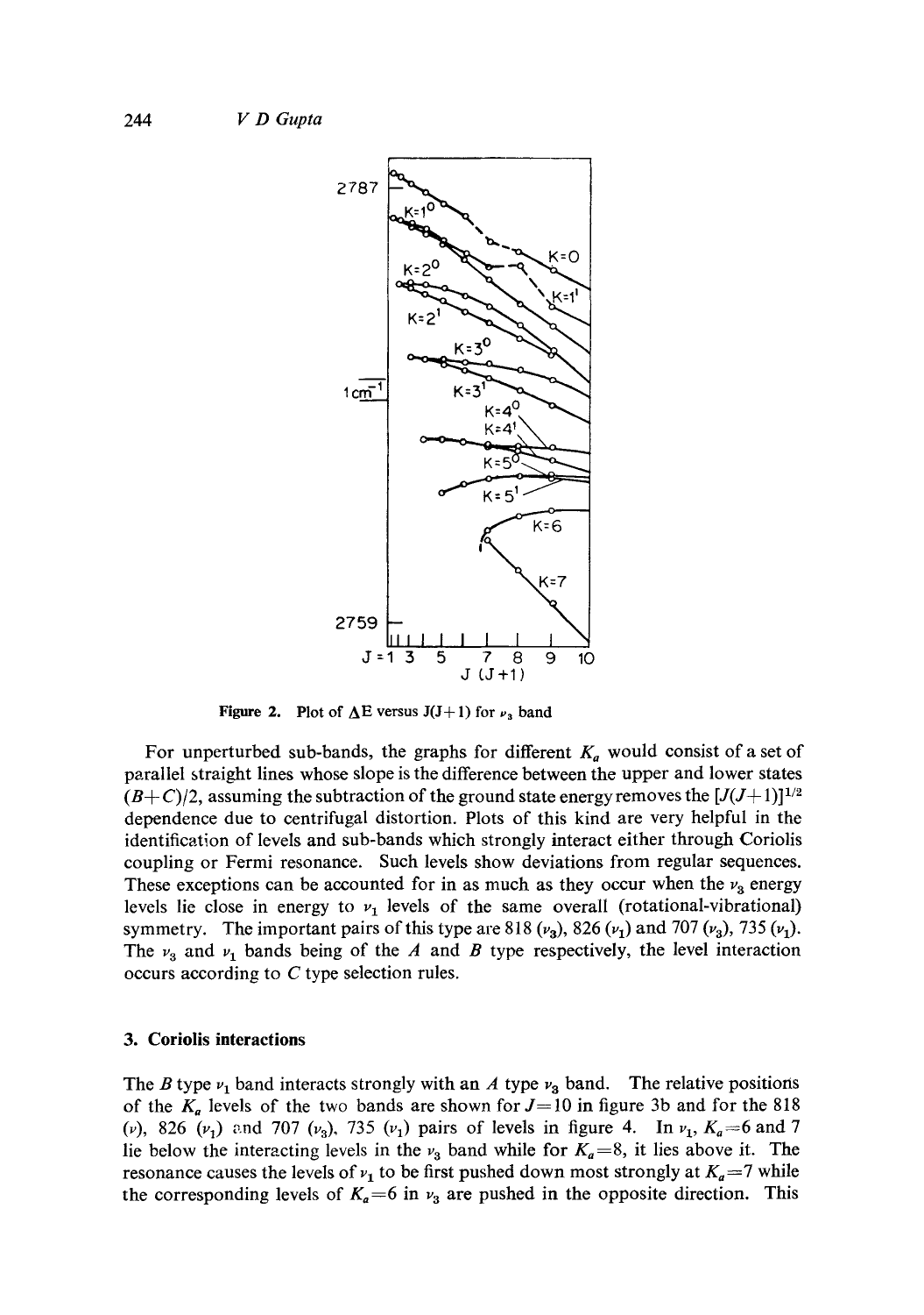Figure 2. Plot of $\Delta E$ versus $J(J+1)$ for $\nu_3$ band

For unperturbed sub-bands, the graphs for different $K_a$ would consist of a set of parallel straight lines whose slope is the difference between the upper and lower states $(B+C)/2$, assuming the subtraction of the ground state energy removes the $[J(J+1)]^{1/2}$ dependence due to centrifugal distortion. Plots of this kind are very helpful in the identification of levels and sub-bands which strongly interact either through Coriolis coupling or Fermi resonance. Such levels show deviations from regular sequences. These exceptions can be accounted for in as much as they occur when the $\nu_3$ energy levels lie close in energy to $\nu_1$ levels of the same overall (rotational-vibrational) symmetry. The important pairs of this type are 818 ($\nu_3$), 826 ($\nu_1$) and 707 ($\nu_3$), 735 ($\nu_1$). The $\nu_3$ and $\nu_1$ bands being of the $A$ and $B$ type respectively, the level interaction occurs according to $C$ type selection rules.

## 3. Coriolis interactions

The $B$ type $\nu_1$ band interacts strongly with an $A$ type $\nu_3$ band. The relative positions of the $K_a$ levels of the two bands are shown for $J=10$ in figure 3b and for the 818 ($\nu$), 826 ($\nu_1$) and 707 ($\nu_3$), 735 ($\nu_1$) pairs of levels in figure 4. In $\nu_1$, $K_a=6$ and 7 lie below the interacting levels in the $\nu_3$ band while for $K_a=8$, it lies above it. The resonance causes the levels of $\nu_1$ to be first pushed down most strongly at $K_a=7$ while the corresponding levels of $K_a=6$ in $\nu_3$ are pushed in the opposite direction. This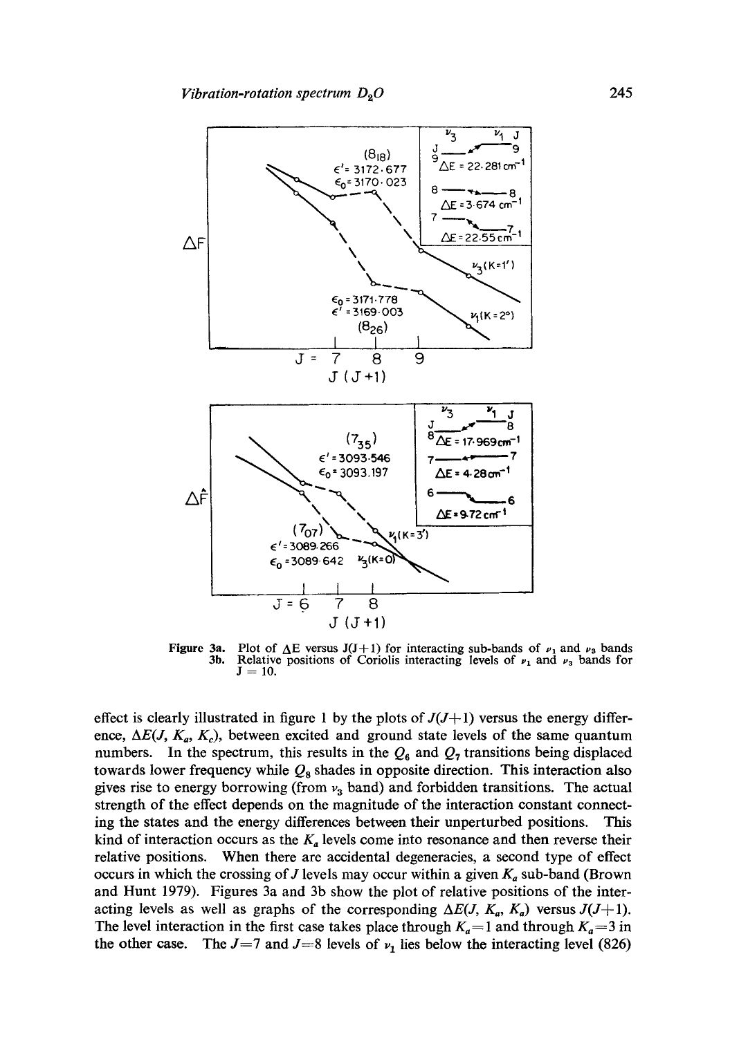Figure 3a. Plot of $\Delta E$ versus $J(J+1)$ for interacting sub-bands of $\nu_1$ and $\nu_3$ bands
3b. Relative positions of Coriolis interacting levels of $\nu_1$ and $\nu_3$ bands for $J = 10$.

effect is clearly illustrated in figure 1 by the plots of $J(J+1)$ versus the energy difference, $\Delta E(J, K_a, K_c)$, between excited and ground state levels of the same quantum numbers. In the spectrum, this results in the $Q_6$ and $Q_7$ transitions being displaced towards lower frequency while $Q_8$ shades in opposite direction. This interaction also gives rise to energy borrowing (from $\nu_3$ band) and forbidden transitions. The actual strength of the effect depends on the magnitude of the interaction constant connecting the states and the energy differences between their unperturbed positions. This kind of interaction occurs as the $K_a$ levels come into resonance and then reverse their relative positions. When there are accidental degeneracies, a second type of effect occurs in which the crossing of $J$ levels may occur within a given $K_a$ sub-band (Brown and Hunt 1979). Figures 3a and 3b show the plot of relative positions of the interacting levels as well as graphs of the corresponding $\Delta E(J, K_a, K_a)$ versus $J(J+1)$. The level interaction in the first case takes place through $K_a = 1$ and through $K_a = 3$ in the other case. The $J=7$ and $J=8$ levels of $\nu_1$ lies below the interacting level (826)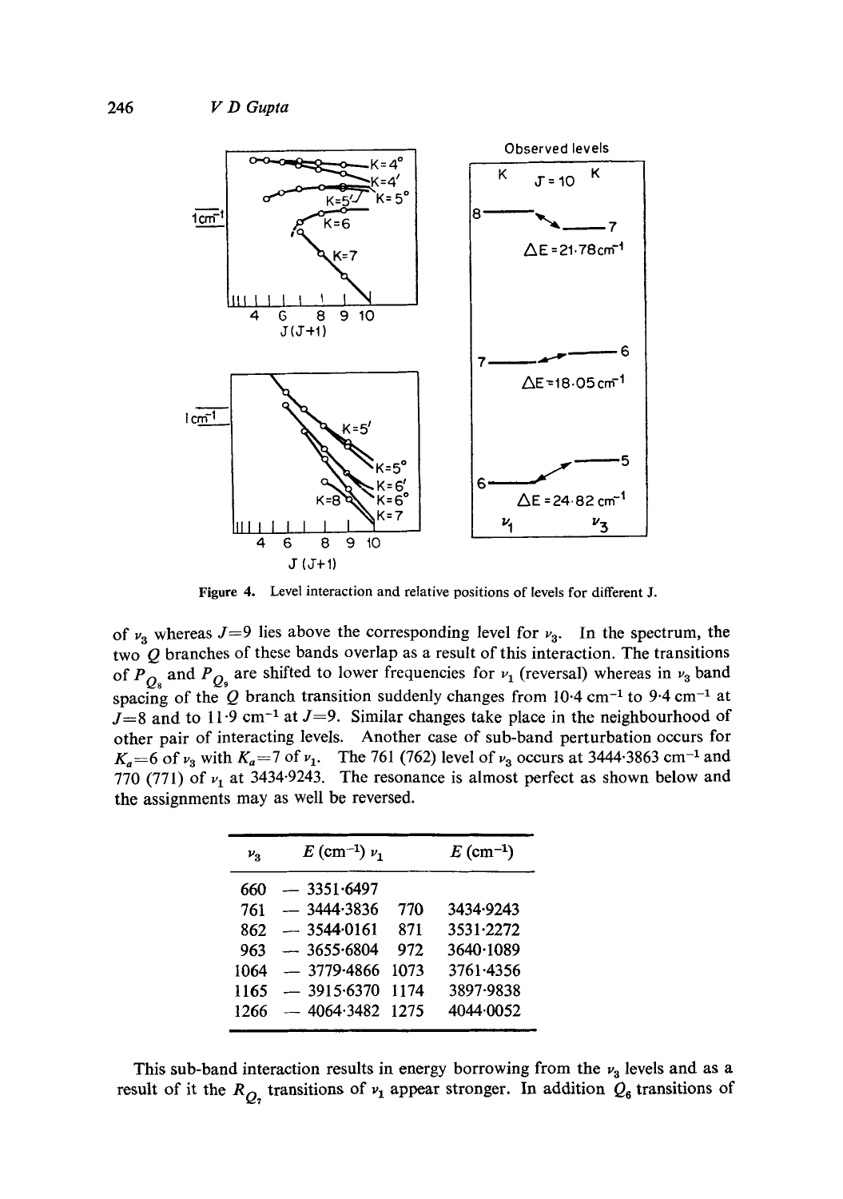Figure 4. Level interaction and relative positions of levels for different J.

of $\nu_3$ whereas $J=9$ lies above the corresponding level for $\nu_3$. In the spectrum, the two $Q$ branches of these bands overlap as a result of this interaction. The transitions of $^PQ_8$ and $^PQ_9$ are shifted to lower frequencies for $\nu_1$ (reversal) whereas in $\nu_3$ band spacing of the $Q$ branch transition suddenly changes from 10·4 cm$^{-1}$ to 9·4 cm$^{-1}$ at $J=8$ and to 11·9 cm$^{-1}$ at $J=9$. Similar changes take place in the neighbourhood of other pair of interacting levels. Another case of sub-band perturbation occurs for $K_a=6$ of $\nu_3$ with $K_a=7$ of $\nu_1$. The 761 (762) level of $\nu_3$ occurs at 3444·3863 cm$^{-1}$ and 770 (771) of $\nu_1$ at 3434·9243. The resonance is almost perfect as shown below and the assignments may as well be reversed.

| $\nu_3$ | $E$ (cm$^{-1}$) | $\nu_1$ | $E$ (cm$^{-1}$) |
|---|---|---|---|
| 660 | — 3351·6497 | | |
| 761 | — 3444·3836 | 770 | 3434·9243 |
| 862 | — 3544·0161 | 871 | 3531·2272 |
| 963 | — 3655·6804 | 972 | 3640·1089 |
| 1064 | — 3779·4866 | 1073 | 3761·4356 |
| 1165 | — 3915·6370 | 1174 | 3897·9838 |
| 1266 | — 4064·3482 | 1275 | 4044·0052 |

This sub-band interaction results in energy borrowing from the $\nu_3$ levels and as a result of it the $^RQ_7$ transitions of $\nu_1$ appear stronger. In addition $Q_6$ transitions of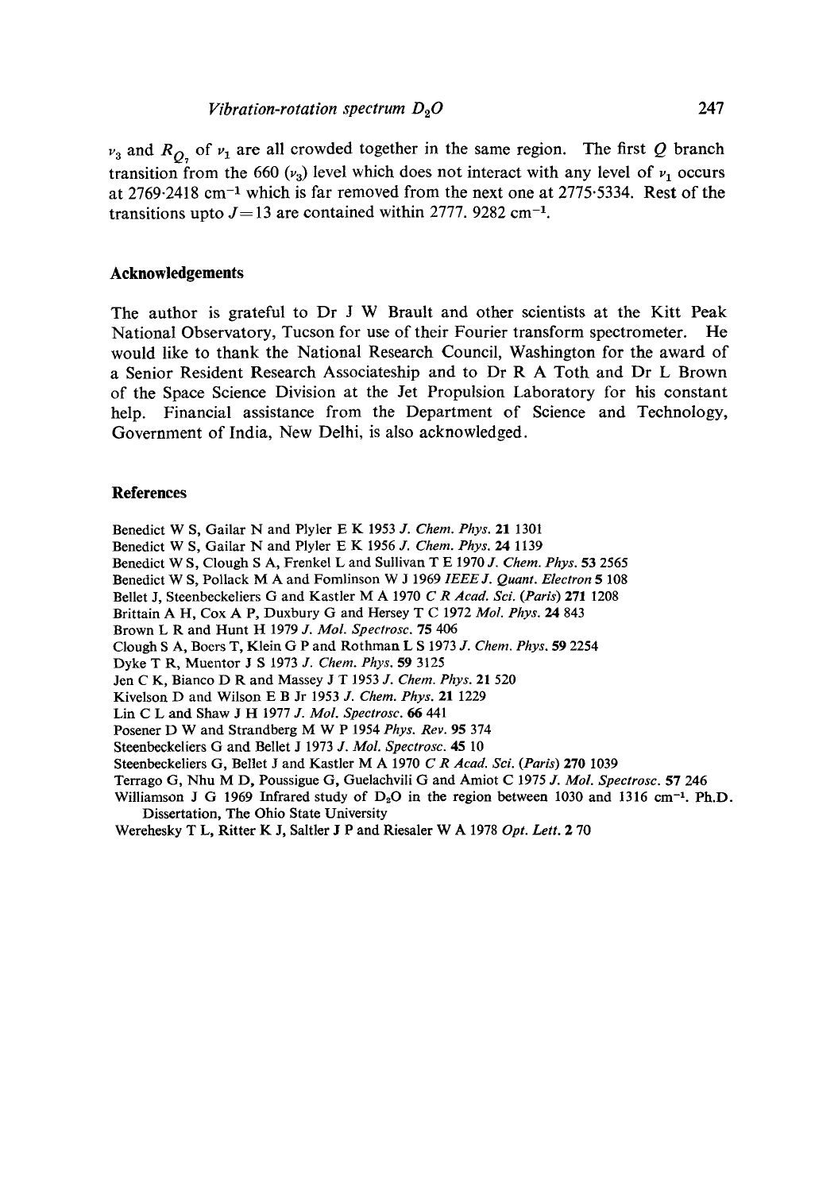$\nu_3$ and $R_{Q_7}$ of $\nu_1$ are all crowded together in the same region. The first $Q$ branch transition from the 660 ($\nu_3$) level which does not interact with any level of $\nu_1$ occurs at 2769·2418 $cm^{-1}$ which is far removed from the next one at 2775·5334. Rest of the transitions upto $J = 13$ are contained within 2777. 9282 $cm^{-1}$.

## Acknowledgements

The author is grateful to Dr J W Brault and other scientists at the Kitt Peak National Observatory, Tucson for use of their Fourier transform spectrometer. He would like to thank the National Research Council, Washington for the award of a Senior Resident Research Associateship and to Dr R A Toth and Dr L Brown of the Space Science Division at the Jet Propulsion Laboratory for his constant help. Financial assistance from the Department of Science and Technology, Government of India, New Delhi, is also acknowledged.

## References

Benedict W S, Gailar N and Plyler E K 1953 *J. Chem. Phys.* **21** 1301
Benedict W S, Gailar N and Plyler E K 1956 *J. Chem. Phys.* **24** 1139
Benedict W S, Clough S A, Frenkel L and Sullivan T E 1970 *J. Chem. Phys.* **53** 2565
Benedict W S, Pollack M A and Fomlinson W J 1969 *IEEE J. Quant. Electron* **5** 108
Bellet J, Steenbeckeliers G and Kastler M A 1970 *C R Acad. Sci. (Paris)* **271** 1208
Brittain A H, Cox A P, Duxbury G and Hersey T C 1972 *Mol. Phys.* **24** 843
Brown L R and Hunt H 1979 *J. Mol. Spectrosc.* **75** 406
Clough S A, Boers T, Klein G P and Rothman L S 1973 *J. Chem. Phys.* **59** 2254
Dyke T R, Muentor J S 1973 *J. Chem. Phys.* **59** 3125
Jen C K, Bianco D R and Massey J T 1953 *J. Chem. Phys.* **21** 520
Kivelson D and Wilson E B Jr 1953 *J. Chem. Phys.* **21** 1229
Lin C L and Shaw J H 1977 *J. Mol. Spectrosc.* **66** 441
Posener D W and Strandberg M W P 1954 *Phys. Rev.* **95** 374
Steenbeckeliers G and Bellet J 1973 *J. Mol. Spectrosc.* **45** 10
Steenbeckeliers G, Bellet J and Kastler M A 1970 *C R Acad. Sci. (Paris)* **270** 1039
Terrago G, Nhu M D, Poussigue G, Guelachvili G and Amiot C 1975 *J. Mol. Spectrosc.* **57** 246
Williamson J G 1969 Infrared study of $D_2O$ in the region between 1030 and 1316 $cm^{-1}$. Ph.D. Dissertation, The Ohio State University
Werehesky T L, Ritter K J, Saltler J P and Riesaler W A 1978 *Opt. Lett.* **2** 70